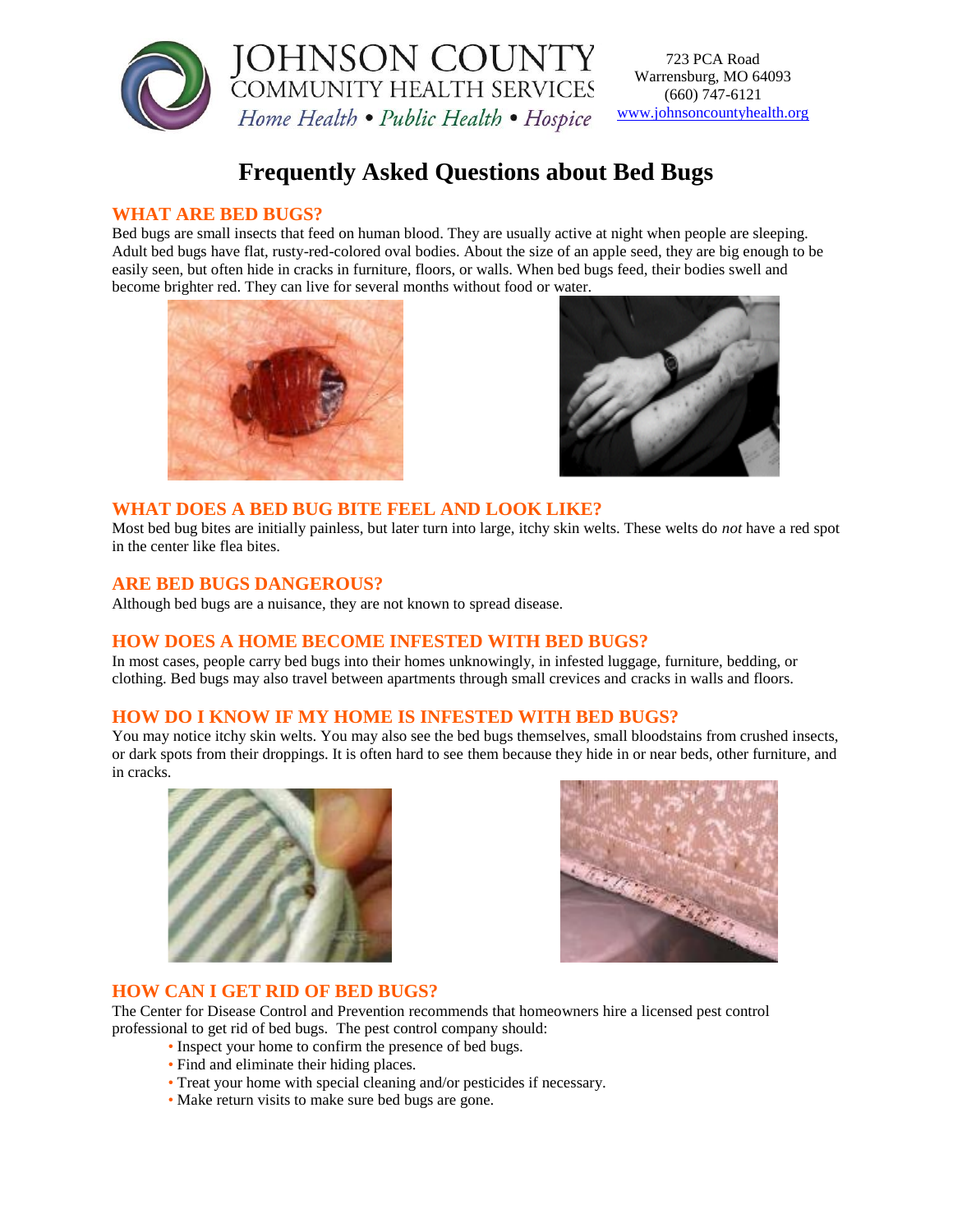JOHNSON COUNTY
COMMUNITY HEALTH SERVICES
*Home Health • Public Health • Hospice*

723 PCA Road
Warrensburg, MO 64093
(660) 747-6121
www.johnsoncountyhealth.org

# Frequently Asked Questions about Bed Bugs

## WHAT ARE BED BUGS?

Bed bugs are small insects that feed on human blood. They are usually active at night when people are sleeping. Adult bed bugs have flat, rusty-red-colored oval bodies. About the size of an apple seed, they are big enough to be easily seen, but often hide in cracks in furniture, floors, or walls. When bed bugs feed, their bodies swell and become brighter red. They can live for several months without food or water.

## WHAT DOES A BED BUG BITE FEEL AND LOOK LIKE?

Most bed bug bites are initially painless, but later turn into large, itchy skin welts. These welts do *not* have a red spot in the center like flea bites.

## ARE BED BUGS DANGEROUS?

Although bed bugs are a nuisance, they are not known to spread disease.

## HOW DOES A HOME BECOME INFESTED WITH BED BUGS?

In most cases, people carry bed bugs into their homes unknowingly, in infested luggage, furniture, bedding, or clothing. Bed bugs may also travel between apartments through small crevices and cracks in walls and floors.

## HOW DO I KNOW IF MY HOME IS INFESTED WITH BED BUGS?

You may notice itchy skin welts. You may also see the bed bugs themselves, small bloodstains from crushed insects, or dark spots from their droppings. It is often hard to see them because they hide in or near beds, other furniture, and in cracks.

## HOW CAN I GET RID OF BED BUGS?

The Center for Disease Control and Prevention recommends that homeowners hire a licensed pest control professional to get rid of bed bugs. The pest control company should:

- Inspect your home to confirm the presence of bed bugs.
- Find and eliminate their hiding places.
- Treat your home with special cleaning and/or pesticides if necessary.
- Make return visits to make sure bed bugs are gone.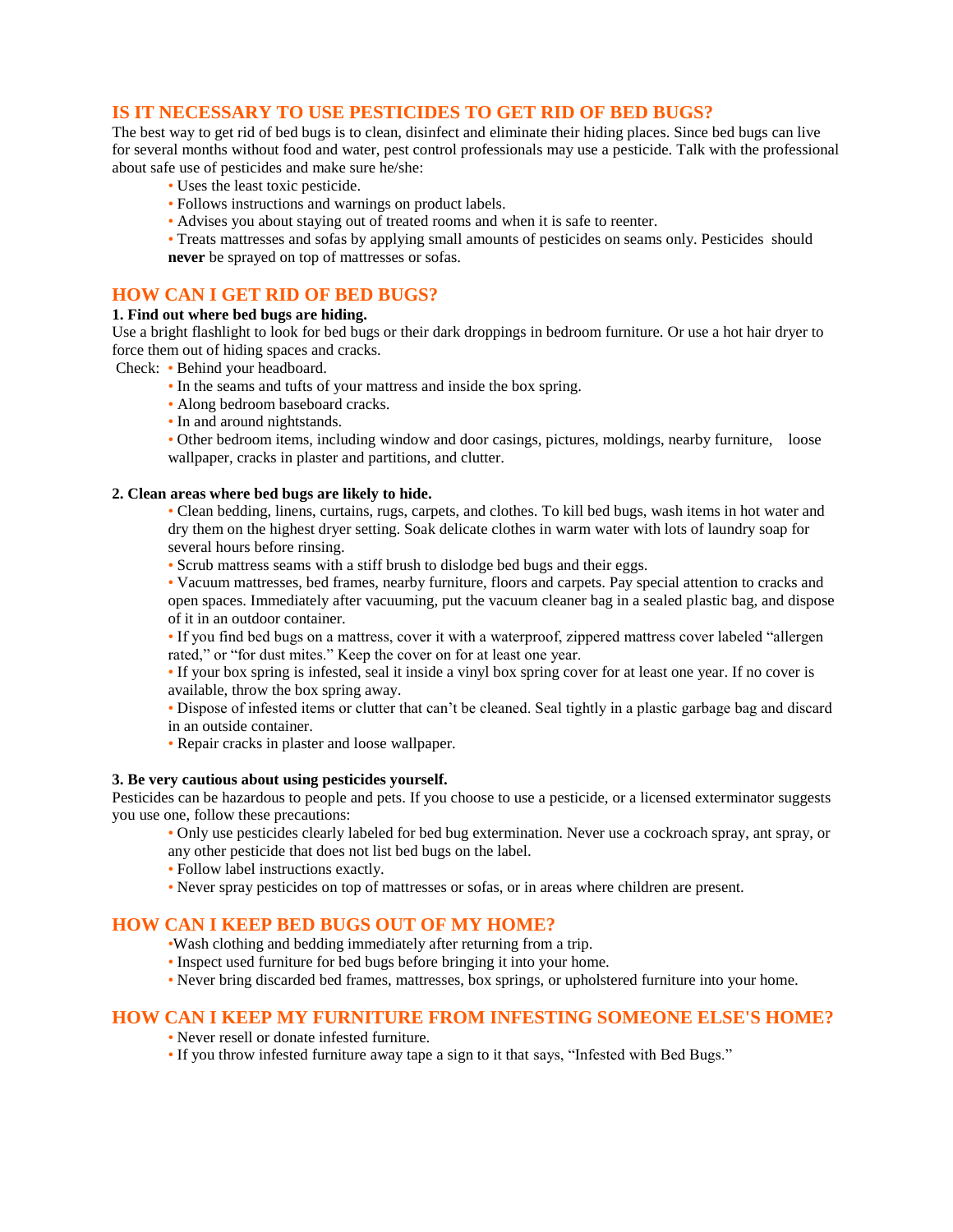## IS IT NECESSARY TO USE PESTICIDES TO GET RID OF BED BUGS?

The best way to get rid of bed bugs is to clean, disinfect and eliminate their hiding places. Since bed bugs can live for several months without food and water, pest control professionals may use a pesticide. Talk with the professional about safe use of pesticides and make sure he/she:

- Uses the least toxic pesticide.
- Follows instructions and warnings on product labels.
- Advises you about staying out of treated rooms and when it is safe to reenter.
- Treats mattresses and sofas by applying small amounts of pesticides on seams only. Pesticides should **never** be sprayed on top of mattresses or sofas.

## HOW CAN I GET RID OF BED BUGS?

**1. Find out where bed bugs are hiding.**

Use a bright flashlight to look for bed bugs or their dark droppings in bedroom furniture. Or use a hot hair dryer to force them out of hiding spaces and cracks.

Check:
- Behind your headboard.
- In the seams and tufts of your mattress and inside the box spring.
- Along bedroom baseboard cracks.
- In and around nightstands.
- Other bedroom items, including window and door casings, pictures, moldings, nearby furniture, loose wallpaper, cracks in plaster and partitions, and clutter.

**2. Clean areas where bed bugs are likely to hide.**

- Clean bedding, linens, curtains, rugs, carpets, and clothes. To kill bed bugs, wash items in hot water and dry them on the highest dryer setting. Soak delicate clothes in warm water with lots of laundry soap for several hours before rinsing.
- Scrub mattress seams with a stiff brush to dislodge bed bugs and their eggs.
- Vacuum mattresses, bed frames, nearby furniture, floors and carpets. Pay special attention to cracks and open spaces. Immediately after vacuuming, put the vacuum cleaner bag in a sealed plastic bag, and dispose of it in an outdoor container.
- If you find bed bugs on a mattress, cover it with a waterproof, zippered mattress cover labeled “allergen rated,” or “for dust mites.” Keep the cover on for at least one year.
- If your box spring is infested, seal it inside a vinyl box spring cover for at least one year. If no cover is available, throw the box spring away.
- Dispose of infested items or clutter that can’t be cleaned. Seal tightly in a plastic garbage bag and discard in an outside container.
- Repair cracks in plaster and loose wallpaper.

**3. Be very cautious about using pesticides yourself.**

Pesticides can be hazardous to people and pets. If you choose to use a pesticide, or a licensed exterminator suggests you use one, follow these precautions:

- Only use pesticides clearly labeled for bed bug extermination. Never use a cockroach spray, ant spray, or any other pesticide that does not list bed bugs on the label.
- Follow label instructions exactly.
- Never spray pesticides on top of mattresses or sofas, or in areas where children are present.

## HOW CAN I KEEP BED BUGS OUT OF MY HOME?

- Wash clothing and bedding immediately after returning from a trip.
- Inspect used furniture for bed bugs before bringing it into your home.
- Never bring discarded bed frames, mattresses, box springs, or upholstered furniture into your home.

## HOW CAN I KEEP MY FURNITURE FROM INFESTING SOMEONE ELSE'S HOME?

- Never resell or donate infested furniture.
- If you throw infested furniture away tape a sign to it that says, “Infested with Bed Bugs.”